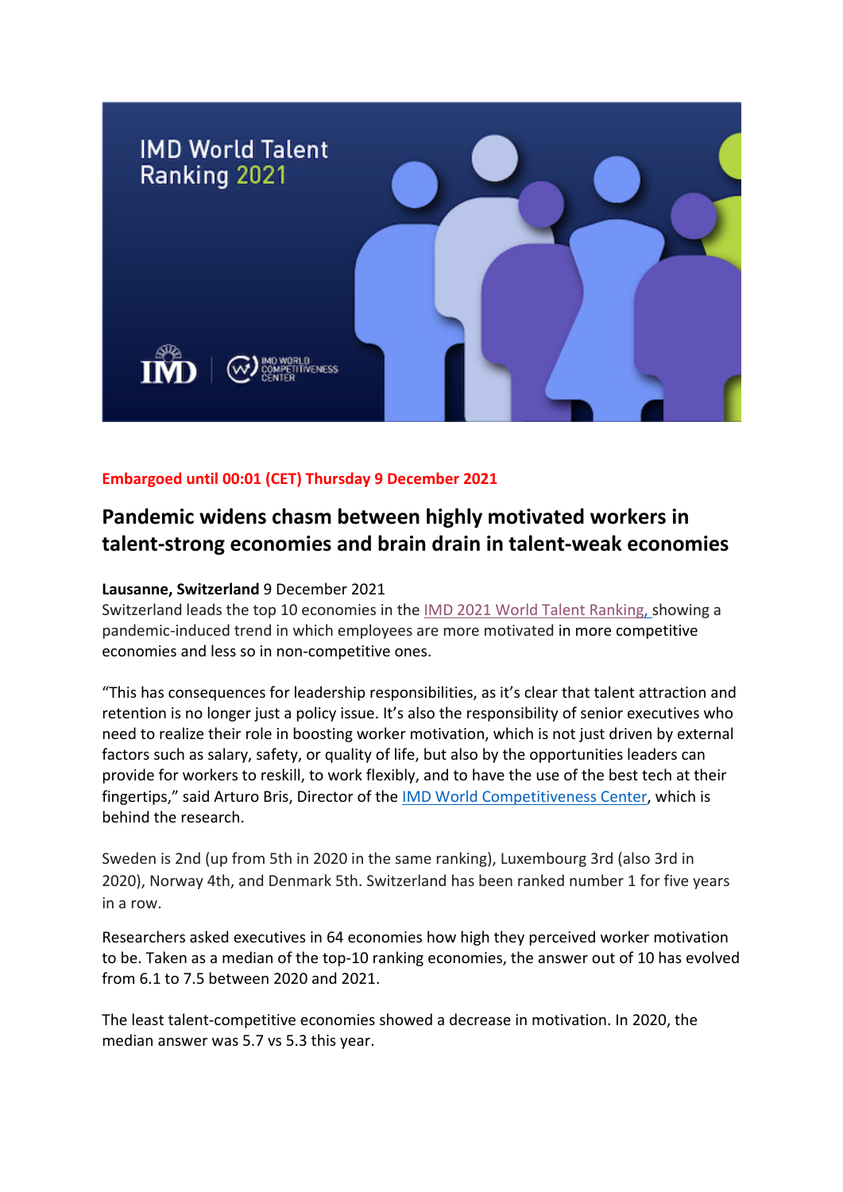**Embargoed until 00:01 (CET) Thursday 9 December 2021**

# Pandemic widens chasm between highly motivated workers in talent-strong economies and brain drain in talent-weak economies

**Lausanne, Switzerland** 9 December 2021

Switzerland leads the top 10 economies in the IMD 2021 World Talent Ranking, showing a pandemic-induced trend in which employees are more motivated in more competitive economies and less so in non-competitive ones.

"This has consequences for leadership responsibilities, as it's clear that talent attraction and retention is no longer just a policy issue. It's also the responsibility of senior executives who need to realize their role in boosting worker motivation, which is not just driven by external factors such as salary, safety, or quality of life, but also by the opportunities leaders can provide for workers to reskill, to work flexibly, and to have the use of the best tech at their fingertips," said Arturo Bris, Director of the IMD World Competitiveness Center, which is behind the research.

Sweden is 2nd (up from 5th in 2020 in the same ranking), Luxembourg 3rd (also 3rd in 2020), Norway 4th, and Denmark 5th. Switzerland has been ranked number 1 for five years in a row.

Researchers asked executives in 64 economies how high they perceived worker motivation to be. Taken as a median of the top-10 ranking economies, the answer out of 10 has evolved from 6.1 to 7.5 between 2020 and 2021.

The least talent-competitive economies showed a decrease in motivation. In 2020, the median answer was 5.7 vs 5.3 this year.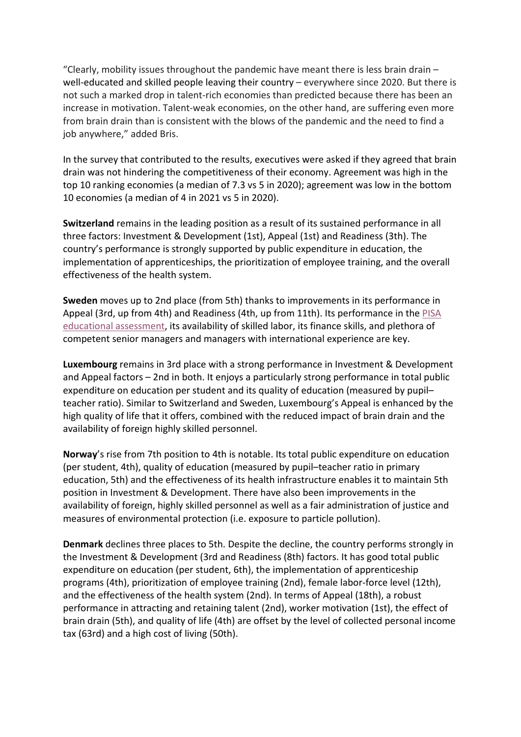"Clearly, mobility issues throughout the pandemic have meant there is less brain drain – well-educated and skilled people leaving their country – everywhere since 2020. But there is not such a marked drop in talent-rich economies than predicted because there has been an increase in motivation. Talent-weak economies, on the other hand, are suffering even more from brain drain than is consistent with the blows of the pandemic and the need to find a job anywhere," added Bris.

In the survey that contributed to the results, executives were asked if they agreed that brain drain was not hindering the competitiveness of their economy. Agreement was high in the top 10 ranking economies (a median of 7.3 vs 5 in 2020); agreement was low in the bottom 10 economies (a median of 4 in 2021 vs 5 in 2020).

**Switzerland** remains in the leading position as a result of its sustained performance in all three factors: Investment & Development (1st), Appeal (1st) and Readiness (3th). The country's performance is strongly supported by public expenditure in education, the implementation of apprenticeships, the prioritization of employee training, and the overall effectiveness of the health system.

**Sweden** moves up to 2nd place (from 5th) thanks to improvements in its performance in Appeal (3rd, up from 4th) and Readiness (4th, up from 11th). Its performance in the PISA educational assessment, its availability of skilled labor, its finance skills, and plethora of competent senior managers and managers with international experience are key.

**Luxembourg** remains in 3rd place with a strong performance in Investment & Development and Appeal factors – 2nd in both. It enjoys a particularly strong performance in total public expenditure on education per student and its quality of education (measured by pupil–teacher ratio). Similar to Switzerland and Sweden, Luxembourg's Appeal is enhanced by the high quality of life that it offers, combined with the reduced impact of brain drain and the availability of foreign highly skilled personnel.

**Norway**'s rise from 7th position to 4th is notable. Its total public expenditure on education (per student, 4th), quality of education (measured by pupil–teacher ratio in primary education, 5th) and the effectiveness of its health infrastructure enables it to maintain 5th position in Investment & Development. There have also been improvements in the availability of foreign, highly skilled personnel as well as a fair administration of justice and measures of environmental protection (i.e. exposure to particle pollution).

**Denmark** declines three places to 5th. Despite the decline, the country performs strongly in the Investment & Development (3rd and Readiness (8th) factors. It has good total public expenditure on education (per student, 6th), the implementation of apprenticeship programs (4th), prioritization of employee training (2nd), female labor-force level (12th), and the effectiveness of the health system (2nd). In terms of Appeal (18th), a robust performance in attracting and retaining talent (2nd), worker motivation (1st), the effect of brain drain (5th), and quality of life (4th) are offset by the level of collected personal income tax (63rd) and a high cost of living (50th).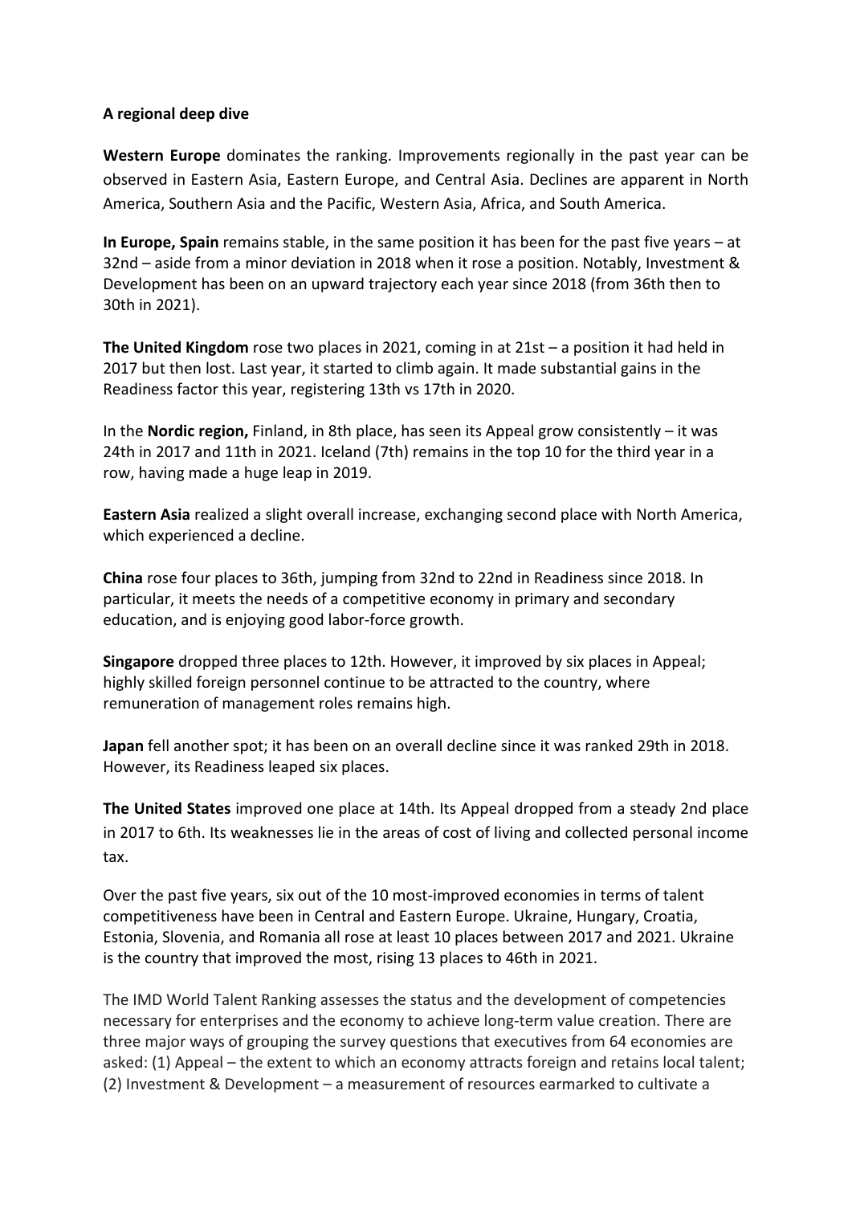**A regional deep dive**

**Western Europe** dominates the ranking. Improvements regionally in the past year can be observed in Eastern Asia, Eastern Europe, and Central Asia. Declines are apparent in North America, Southern Asia and the Pacific, Western Asia, Africa, and South America.

**In Europe, Spain** remains stable, in the same position it has been for the past five years – at 32nd – aside from a minor deviation in 2018 when it rose a position. Notably, Investment & Development has been on an upward trajectory each year since 2018 (from 36th then to 30th in 2021).

**The United Kingdom** rose two places in 2021, coming in at 21st – a position it had held in 2017 but then lost. Last year, it started to climb again. It made substantial gains in the Readiness factor this year, registering 13th vs 17th in 2020.

In the **Nordic region,** Finland, in 8th place, has seen its Appeal grow consistently – it was 24th in 2017 and 11th in 2021. Iceland (7th) remains in the top 10 for the third year in a row, having made a huge leap in 2019.

**Eastern Asia** realized a slight overall increase, exchanging second place with North America, which experienced a decline.

**China** rose four places to 36th, jumping from 32nd to 22nd in Readiness since 2018. In particular, it meets the needs of a competitive economy in primary and secondary education, and is enjoying good labor-force growth.

**Singapore** dropped three places to 12th. However, it improved by six places in Appeal; highly skilled foreign personnel continue to be attracted to the country, where remuneration of management roles remains high.

**Japan** fell another spot; it has been on an overall decline since it was ranked 29th in 2018. However, its Readiness leaped six places.

**The United States** improved one place at 14th. Its Appeal dropped from a steady 2nd place in 2017 to 6th. Its weaknesses lie in the areas of cost of living and collected personal income tax.

Over the past five years, six out of the 10 most-improved economies in terms of talent competitiveness have been in Central and Eastern Europe. Ukraine, Hungary, Croatia, Estonia, Slovenia, and Romania all rose at least 10 places between 2017 and 2021. Ukraine is the country that improved the most, rising 13 places to 46th in 2021.

The IMD World Talent Ranking assesses the status and the development of competencies necessary for enterprises and the economy to achieve long-term value creation. There are three major ways of grouping the survey questions that executives from 64 economies are asked: (1) Appeal – the extent to which an economy attracts foreign and retains local talent; (2) Investment & Development – a measurement of resources earmarked to cultivate a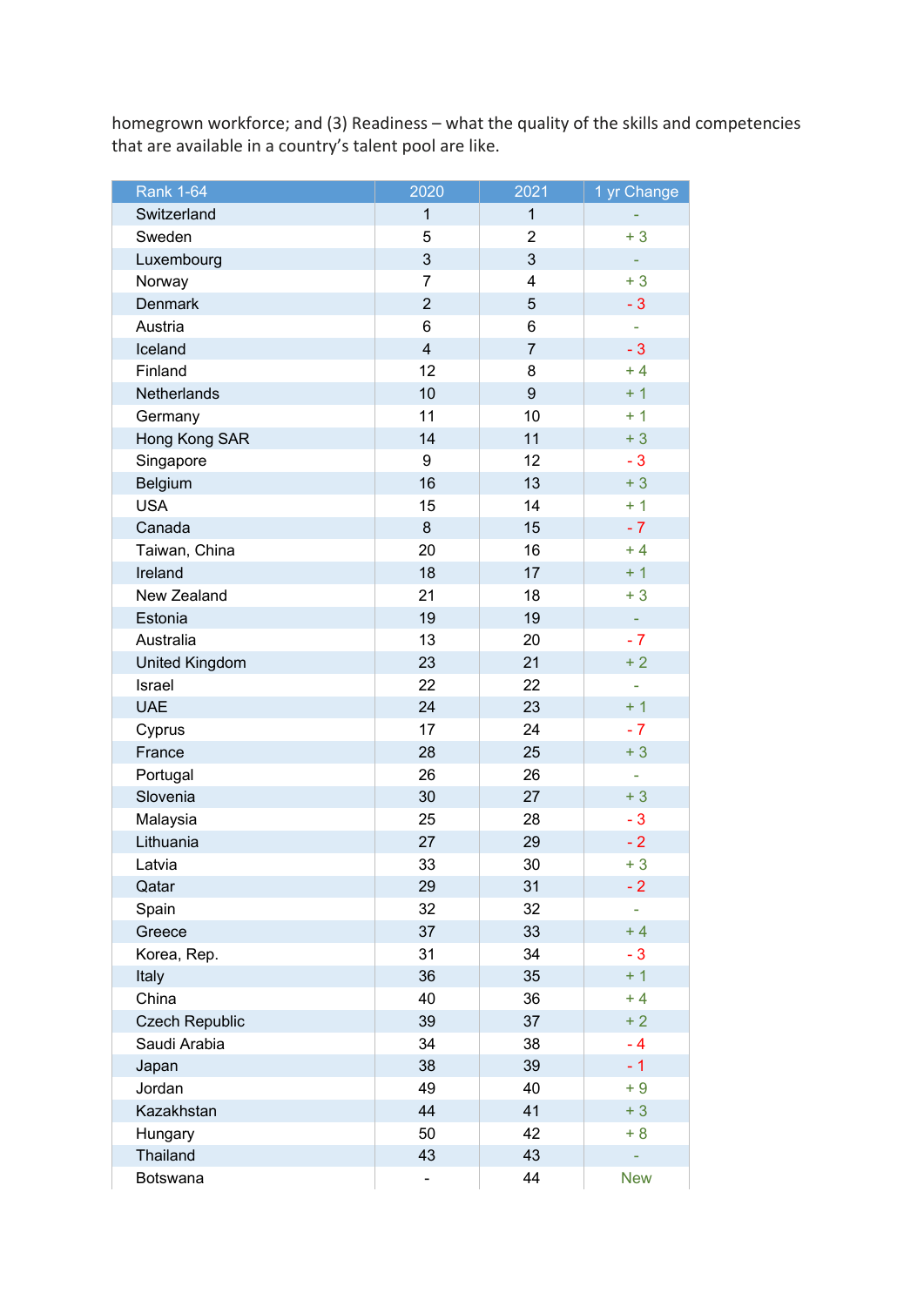homegrown workforce; and (3) Readiness – what the quality of the skills and competencies that are available in a country's talent pool are like.

| Rank 1-64 | 2020 | 2021 | 1 yr Change |
|---|---|---|---|
| Switzerland | 1 | 1 | - |
| Sweden | 5 | 2 | + 3 |
| Luxembourg | 3 | 3 | - |
| Norway | 7 | 4 | + 3 |
| Denmark | 2 | 5 | - 3 |
| Austria | 6 | 6 | - |
| Iceland | 4 | 7 | - 3 |
| Finland | 12 | 8 | + 4 |
| Netherlands | 10 | 9 | + 1 |
| Germany | 11 | 10 | + 1 |
| Hong Kong SAR | 14 | 11 | + 3 |
| Singapore | 9 | 12 | - 3 |
| Belgium | 16 | 13 | + 3 |
| USA | 15 | 14 | + 1 |
| Canada | 8 | 15 | - 7 |
| Taiwan, China | 20 | 16 | + 4 |
| Ireland | 18 | 17 | + 1 |
| New Zealand | 21 | 18 | + 3 |
| Estonia | 19 | 19 | - |
| Australia | 13 | 20 | - 7 |
| United Kingdom | 23 | 21 | + 2 |
| Israel | 22 | 22 | - |
| UAE | 24 | 23 | + 1 |
| Cyprus | 17 | 24 | - 7 |
| France | 28 | 25 | + 3 |
| Portugal | 26 | 26 | - |
| Slovenia | 30 | 27 | + 3 |
| Malaysia | 25 | 28 | - 3 |
| Lithuania | 27 | 29 | - 2 |
| Latvia | 33 | 30 | + 3 |
| Qatar | 29 | 31 | - 2 |
| Spain | 32 | 32 | - |
| Greece | 37 | 33 | + 4 |
| Korea, Rep. | 31 | 34 | - 3 |
| Italy | 36 | 35 | + 1 |
| China | 40 | 36 | + 4 |
| Czech Republic | 39 | 37 | + 2 |
| Saudi Arabia | 34 | 38 | - 4 |
| Japan | 38 | 39 | - 1 |
| Jordan | 49 | 40 | + 9 |
| Kazakhstan | 44 | 41 | + 3 |
| Hungary | 50 | 42 | + 8 |
| Thailand | 43 | 43 | - |
| Botswana | - | 44 | New |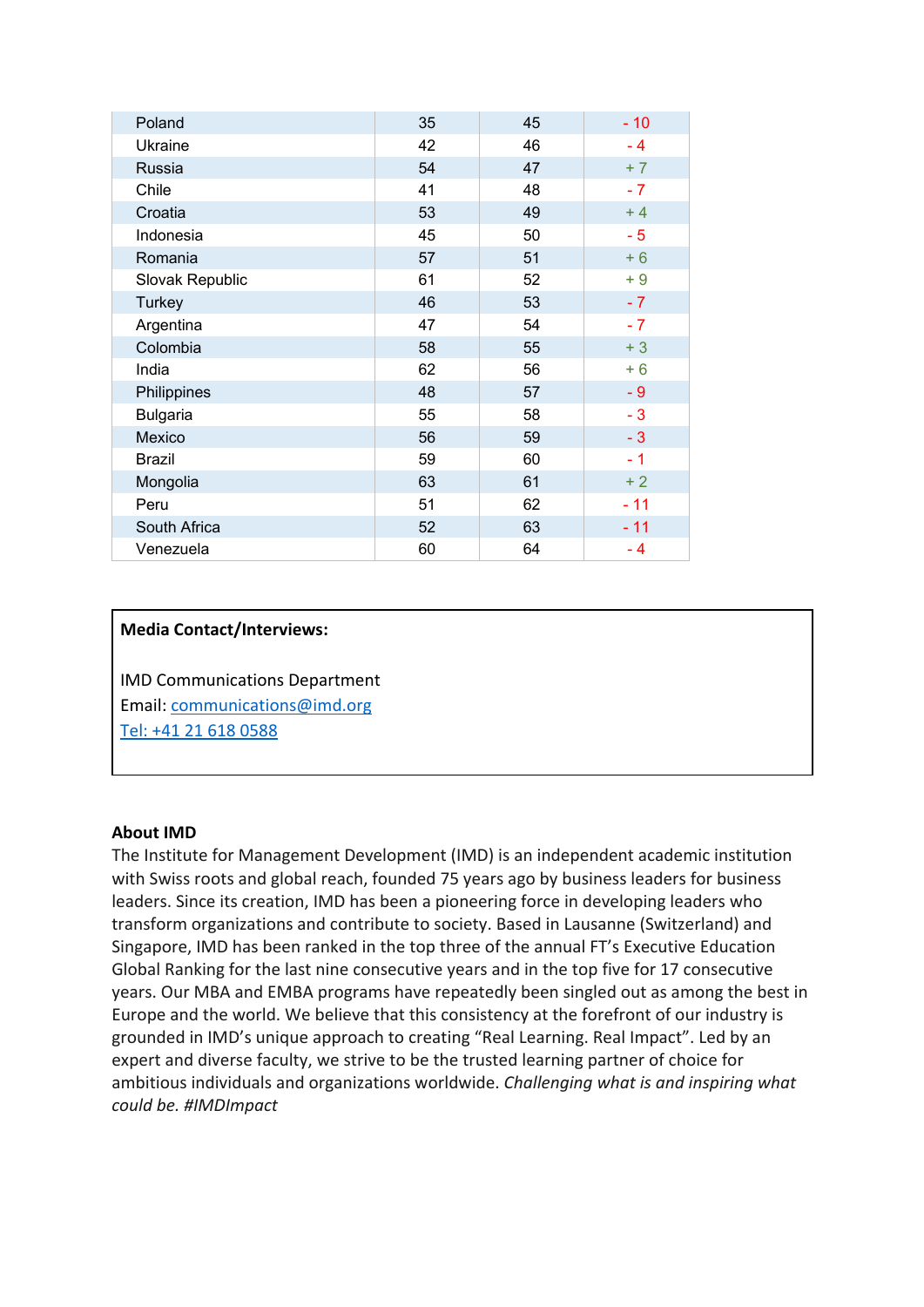| | | | |
|---|---|---|---|
| Poland | 35 | 45 | - 10 |
| Ukraine | 42 | 46 | - 4 |
| Russia | 54 | 47 | + 7 |
| Chile | 41 | 48 | - 7 |
| Croatia | 53 | 49 | + 4 |
| Indonesia | 45 | 50 | - 5 |
| Romania | 57 | 51 | + 6 |
| Slovak Republic | 61 | 52 | + 9 |
| Turkey | 46 | 53 | - 7 |
| Argentina | 47 | 54 | - 7 |
| Colombia | 58 | 55 | + 3 |
| India | 62 | 56 | + 6 |
| Philippines | 48 | 57 | - 9 |
| Bulgaria | 55 | 58 | - 3 |
| Mexico | 56 | 59 | - 3 |
| Brazil | 59 | 60 | - 1 |
| Mongolia | 63 | 61 | + 2 |
| Peru | 51 | 62 | - 11 |
| South Africa | 52 | 63 | - 11 |
| Venezuela | 60 | 64 | - 4 |

**Media Contact/Interviews:**

IMD Communications Department
Email: communications@imd.org
Tel: +41 21 618 0588

**About IMD**

The Institute for Management Development (IMD) is an independent academic institution with Swiss roots and global reach, founded 75 years ago by business leaders for business leaders. Since its creation, IMD has been a pioneering force in developing leaders who transform organizations and contribute to society. Based in Lausanne (Switzerland) and Singapore, IMD has been ranked in the top three of the annual FT's Executive Education Global Ranking for the last nine consecutive years and in the top five for 17 consecutive years. Our MBA and EMBA programs have repeatedly been singled out as among the best in Europe and the world. We believe that this consistency at the forefront of our industry is grounded in IMD's unique approach to creating "Real Learning. Real Impact". Led by an expert and diverse faculty, we strive to be the trusted learning partner of choice for ambitious individuals and organizations worldwide. *Challenging what is and inspiring what could be. #IMDImpact*